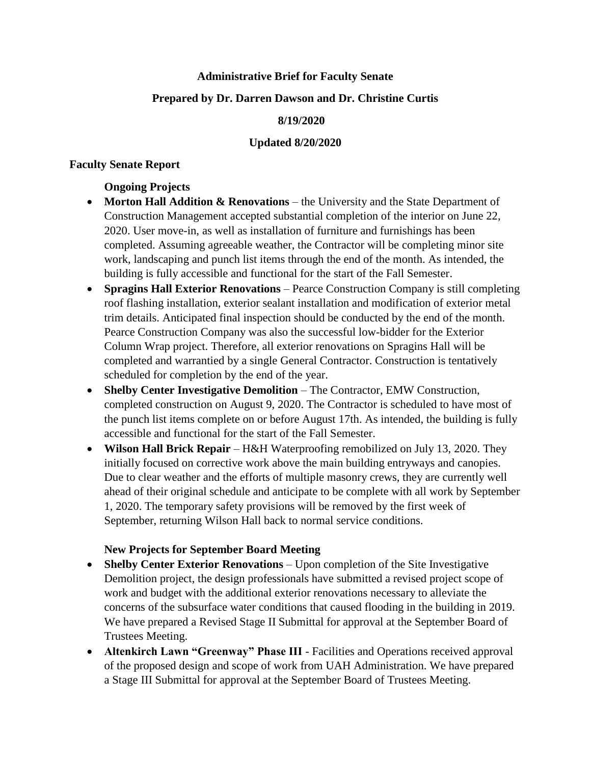**Administrative Brief for Faculty Senate**

**Prepared by Dr. Darren Dawson and Dr. Christine Curtis**

**8/19/2020**

**Updated 8/20/2020**

## Faculty Senate Report

### Ongoing Projects

- **Morton Hall Addition & Renovations** – the University and the State Department of Construction Management accepted substantial completion of the interior on June 22, 2020. User move-in, as well as installation of furniture and furnishings has been completed. Assuming agreeable weather, the Contractor will be completing minor site work, landscaping and punch list items through the end of the month. As intended, the building is fully accessible and functional for the start of the Fall Semester.
- **Spragins Hall Exterior Renovations** – Pearce Construction Company is still completing roof flashing installation, exterior sealant installation and modification of exterior metal trim details. Anticipated final inspection should be conducted by the end of the month. Pearce Construction Company was also the successful low-bidder for the Exterior Column Wrap project. Therefore, all exterior renovations on Spragins Hall will be completed and warrantied by a single General Contractor. Construction is tentatively scheduled for completion by the end of the year.
- **Shelby Center Investigative Demolition** – The Contractor, EMW Construction, completed construction on August 9, 2020. The Contractor is scheduled to have most of the punch list items complete on or before August 17th. As intended, the building is fully accessible and functional for the start of the Fall Semester.
- **Wilson Hall Brick Repair** – H&H Waterproofing remobilized on July 13, 2020. They initially focused on corrective work above the main building entryways and canopies. Due to clear weather and the efforts of multiple masonry crews, they are currently well ahead of their original schedule and anticipate to be complete with all work by September 1, 2020. The temporary safety provisions will be removed by the first week of September, returning Wilson Hall back to normal service conditions.

### New Projects for September Board Meeting

- **Shelby Center Exterior Renovations** – Upon completion of the Site Investigative Demolition project, the design professionals have submitted a revised project scope of work and budget with the additional exterior renovations necessary to alleviate the concerns of the subsurface water conditions that caused flooding in the building in 2019. We have prepared a Revised Stage II Submittal for approval at the September Board of Trustees Meeting.
- **Altenkirch Lawn "Greenway" Phase III** - Facilities and Operations received approval of the proposed design and scope of work from UAH Administration. We have prepared a Stage III Submittal for approval at the September Board of Trustees Meeting.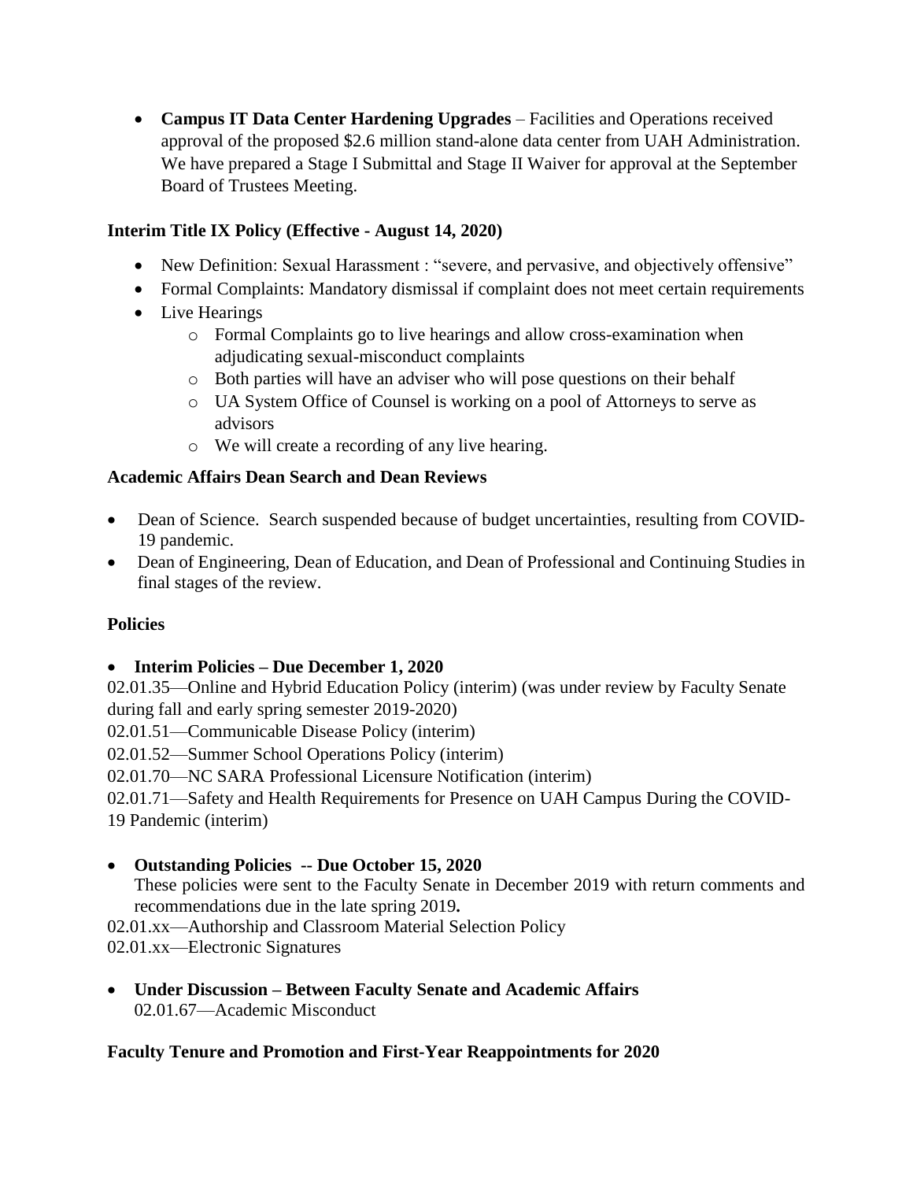- **Campus IT Data Center Hardening Upgrades** – Facilities and Operations received approval of the proposed $2.6 million stand-alone data center from UAH Administration. We have prepared a Stage I Submittal and Stage II Waiver for approval at the September Board of Trustees Meeting.

**Interim Title IX Policy (Effective - August 14, 2020)**

- New Definition: Sexual Harassment : "severe, and pervasive, and objectively offensive"
- Formal Complaints: Mandatory dismissal if complaint does not meet certain requirements
- Live Hearings
  - Formal Complaints go to live hearings and allow cross-examination when adjudicating sexual-misconduct complaints
  - Both parties will have an adviser who will pose questions on their behalf
  - UA System Office of Counsel is working on a pool of Attorneys to serve as advisors
  - We will create a recording of any live hearing.

**Academic Affairs Dean Search and Dean Reviews**

- Dean of Science. Search suspended because of budget uncertainties, resulting from COVID-19 pandemic.
- Dean of Engineering, Dean of Education, and Dean of Professional and Continuing Studies in final stages of the review.

**Policies**

- **Interim Policies – Due December 1, 2020**

02.01.35—Online and Hybrid Education Policy (interim) (was under review by Faculty Senate during fall and early spring semester 2019-2020)
02.01.51—Communicable Disease Policy (interim)
02.01.52—Summer School Operations Policy (interim)
02.01.70—NC SARA Professional Licensure Notification (interim)
02.01.71—Safety and Health Requirements for Presence on UAH Campus During the COVID-19 Pandemic (interim)

- **Outstanding Policies -- Due October 15, 2020**
  These policies were sent to the Faculty Senate in December 2019 with return comments and recommendations due in the late spring 2019**.**

02.01.xx—Authorship and Classroom Material Selection Policy
02.01.xx—Electronic Signatures

- **Under Discussion – Between Faculty Senate and Academic Affairs**
  02.01.67—Academic Misconduct

**Faculty Tenure and Promotion and First-Year Reappointments for 2020**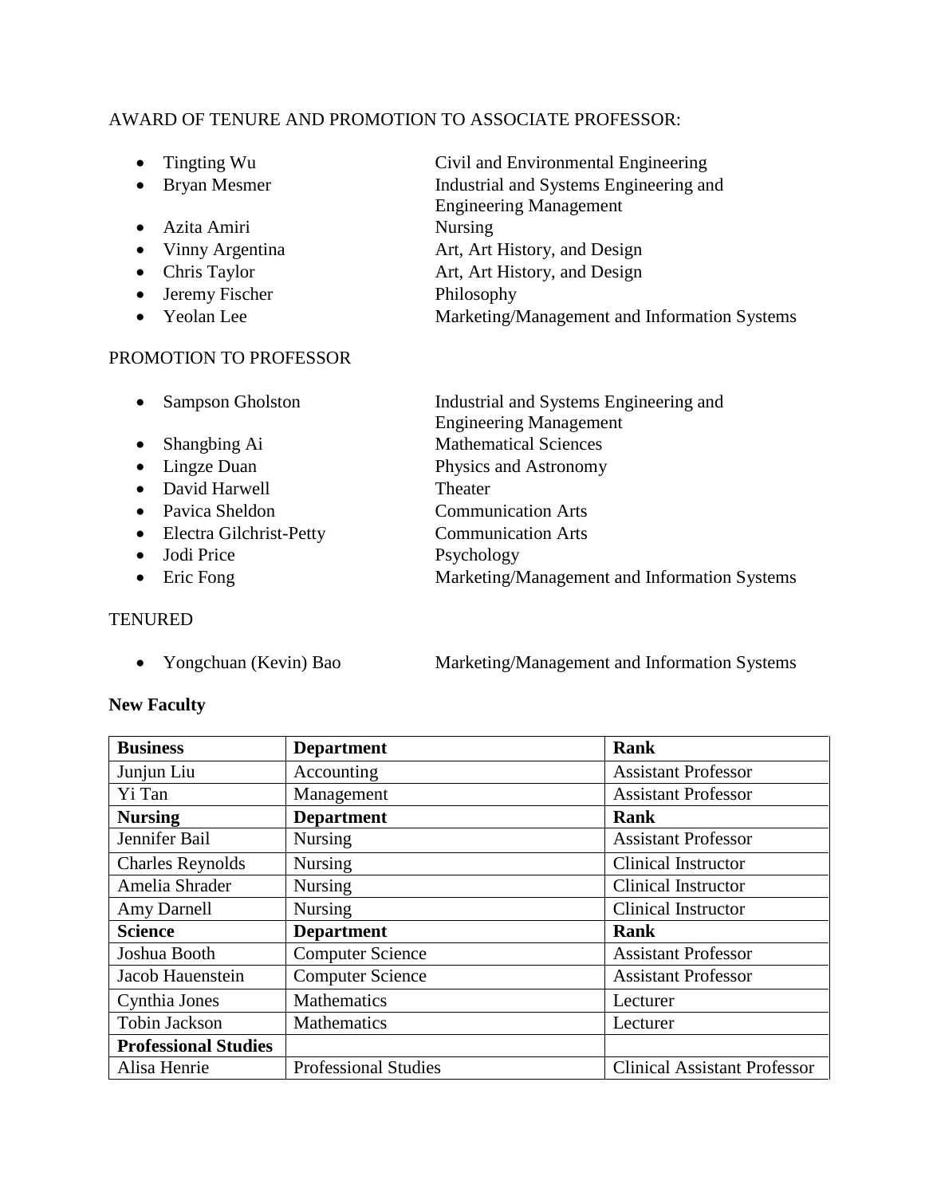AWARD OF TENURE AND PROMOTION TO ASSOCIATE PROFESSOR:

- Tingting Wu — Civil and Environmental Engineering
- Bryan Mesmer — Industrial and Systems Engineering and Engineering Management
- Azita Amiri — Nursing
- Vinny Argentina — Art, Art History, and Design
- Chris Taylor — Art, Art History, and Design
- Jeremy Fischer — Philosophy
- Yeolan Lee — Marketing/Management and Information Systems

PROMOTION TO PROFESSOR

- Sampson Gholston — Industrial and Systems Engineering and Engineering Management
- Shangbing Ai — Mathematical Sciences
- Lingze Duan — Physics and Astronomy
- David Harwell — Theater
- Pavica Sheldon — Communication Arts
- Electra Gilchrist-Petty — Communication Arts
- Jodi Price — Psychology
- Eric Fong — Marketing/Management and Information Systems

TENURED

- Yongchuan (Kevin) Bao — Marketing/Management and Information Systems

**New Faculty**

| **Business** | **Department** | **Rank** |
|---|---|---|
| Junjun Liu | Accounting | Assistant Professor |
| Yi Tan | Management | Assistant Professor |
| **Nursing** | **Department** | **Rank** |
| Jennifer Bail | Nursing | Assistant Professor |
| Charles Reynolds | Nursing | Clinical Instructor |
| Amelia Shrader | Nursing | Clinical Instructor |
| Amy Darnell | Nursing | Clinical Instructor |
| **Science** | **Department** | **Rank** |
| Joshua Booth | Computer Science | Assistant Professor |
| Jacob Hauenstein | Computer Science | Assistant Professor |
| Cynthia Jones | Mathematics | Lecturer |
| Tobin Jackson | Mathematics | Lecturer |
| **Professional Studies** | | |
| Alisa Henrie | Professional Studies | Clinical Assistant Professor |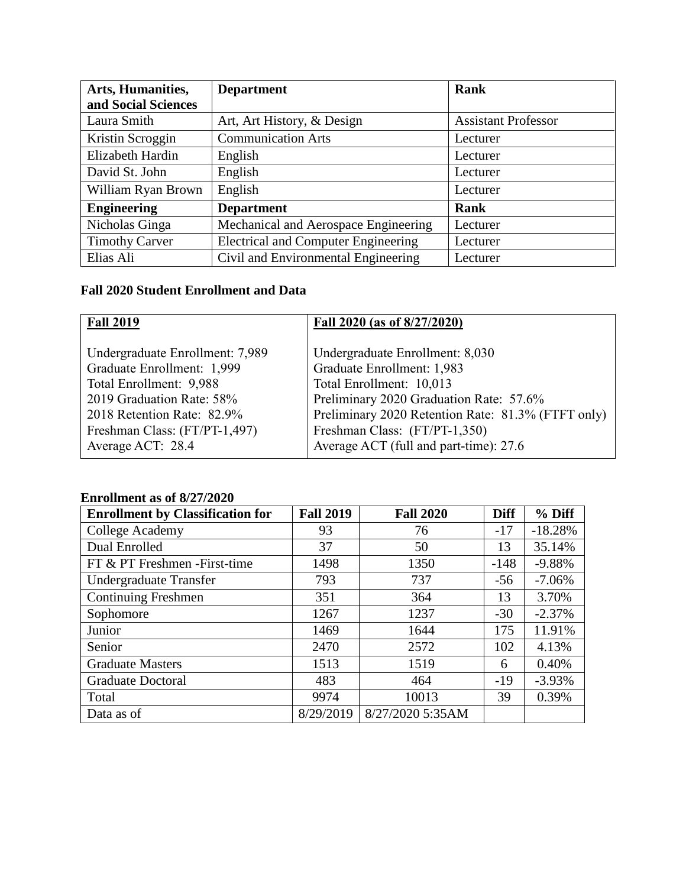| Arts, Humanities, and Social Sciences | Department | Rank |
|---|---|---|
| Laura Smith | Art, Art History, & Design | Assistant Professor |
| Kristin Scroggin | Communication Arts | Lecturer |
| Elizabeth Hardin | English | Lecturer |
| David St. John | English | Lecturer |
| William Ryan Brown | English | Lecturer |
| **Engineering** | **Department** | **Rank** |
| Nicholas Ginga | Mechanical and Aerospace Engineering | Lecturer |
| Timothy Carver | Electrical and Computer Engineering | Lecturer |
| Elias Ali | Civil and Environmental Engineering | Lecturer |

**Fall 2020 Student Enrollment and Data**

| Fall 2019 | Fall 2020 (as of 8/27/2020) |
|---|---|
| Undergraduate Enrollment: 7,989 | Undergraduate Enrollment: 8,030 |
| Graduate Enrollment: 1,999 | Graduate Enrollment: 1,983 |
| Total Enrollment: 9,988 | Total Enrollment: 10,013 |
| 2019 Graduation Rate: 58% | Preliminary 2020 Graduation Rate: 57.6% |
| 2018 Retention Rate: 82.9% | Preliminary 2020 Retention Rate: 81.3% (FTFT only) |
| Freshman Class: (FT/PT-1,497) | Freshman Class: (FT/PT-1,350) |
| Average ACT: 28.4 | Average ACT (full and part-time): 27.6 |

**Enrollment as of 8/27/2020**

| Enrollment by Classification for | Fall 2019 | Fall 2020 | Diff | % Diff |
|---|---|---|---|---|
| College Academy | 93 | 76 | -17 | -18.28% |
| Dual Enrolled | 37 | 50 | 13 | 35.14% |
| FT & PT Freshmen -First-time | 1498 | 1350 | -148 | -9.88% |
| Undergraduate Transfer | 793 | 737 | -56 | -7.06% |
| Continuing Freshmen | 351 | 364 | 13 | 3.70% |
| Sophomore | 1267 | 1237 | -30 | -2.37% |
| Junior | 1469 | 1644 | 175 | 11.91% |
| Senior | 2470 | 2572 | 102 | 4.13% |
| Graduate Masters | 1513 | 1519 | 6 | 0.40% |
| Graduate Doctoral | 483 | 464 | -19 | -3.93% |
| Total | 9974 | 10013 | 39 | 0.39% |
| Data as of | 8/29/2019 | 8/27/2020 5:35AM | | |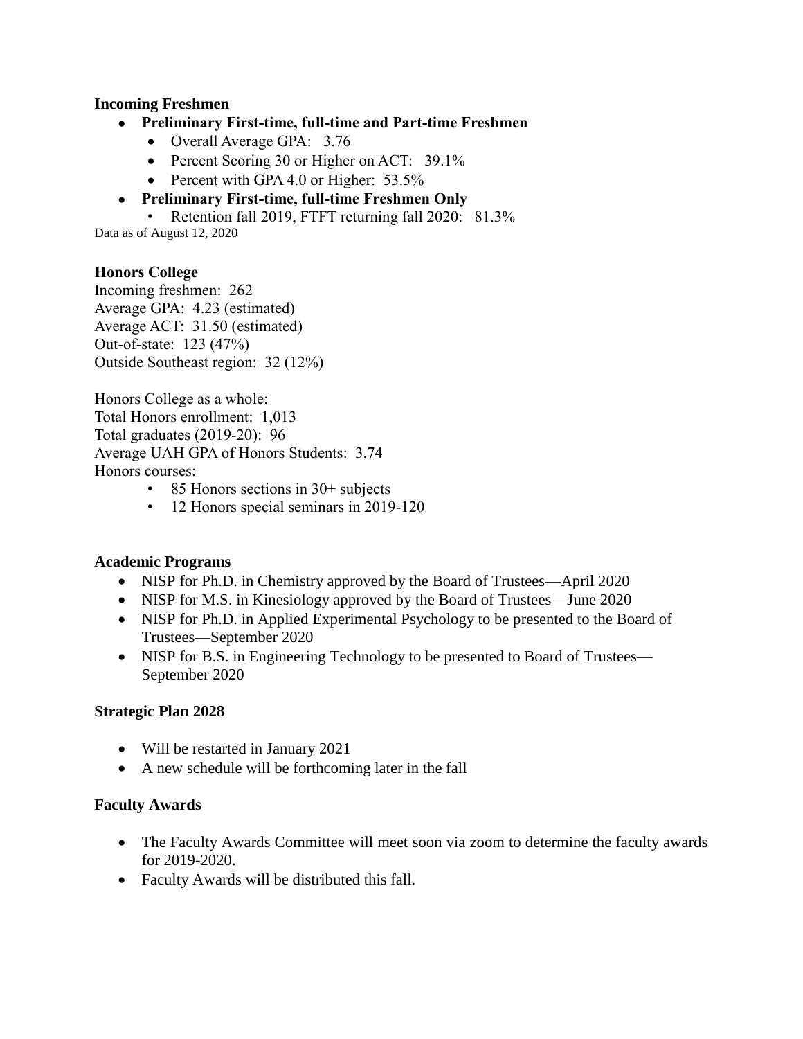**Incoming Freshmen**

- **Preliminary First-time, full-time and Part-time Freshmen**
  - Overall Average GPA: 3.76
  - Percent Scoring 30 or Higher on ACT: 39.1%
  - Percent with GPA 4.0 or Higher: 53.5%
- **Preliminary First-time, full-time Freshmen Only**
  - Retention fall 2019, FTFT returning fall 2020: 81.3%

Data as of August 12, 2020

**Honors College**

Incoming freshmen: 262
Average GPA: 4.23 (estimated)
Average ACT: 31.50 (estimated)
Out-of-state: 123 (47%)
Outside Southeast region: 32 (12%)

Honors College as a whole:
Total Honors enrollment: 1,013
Total graduates (2019-20): 96
Average UAH GPA of Honors Students: 3.74
Honors courses:

- 85 Honors sections in 30+ subjects
- 12 Honors special seminars in 2019-120

**Academic Programs**

- NISP for Ph.D. in Chemistry approved by the Board of Trustees—April 2020
- NISP for M.S. in Kinesiology approved by the Board of Trustees—June 2020
- NISP for Ph.D. in Applied Experimental Psychology to be presented to the Board of Trustees—September 2020
- NISP for B.S. in Engineering Technology to be presented to Board of Trustees—September 2020

**Strategic Plan 2028**

- Will be restarted in January 2021
- A new schedule will be forthcoming later in the fall

**Faculty Awards**

- The Faculty Awards Committee will meet soon via zoom to determine the faculty awards for 2019-2020.
- Faculty Awards will be distributed this fall.